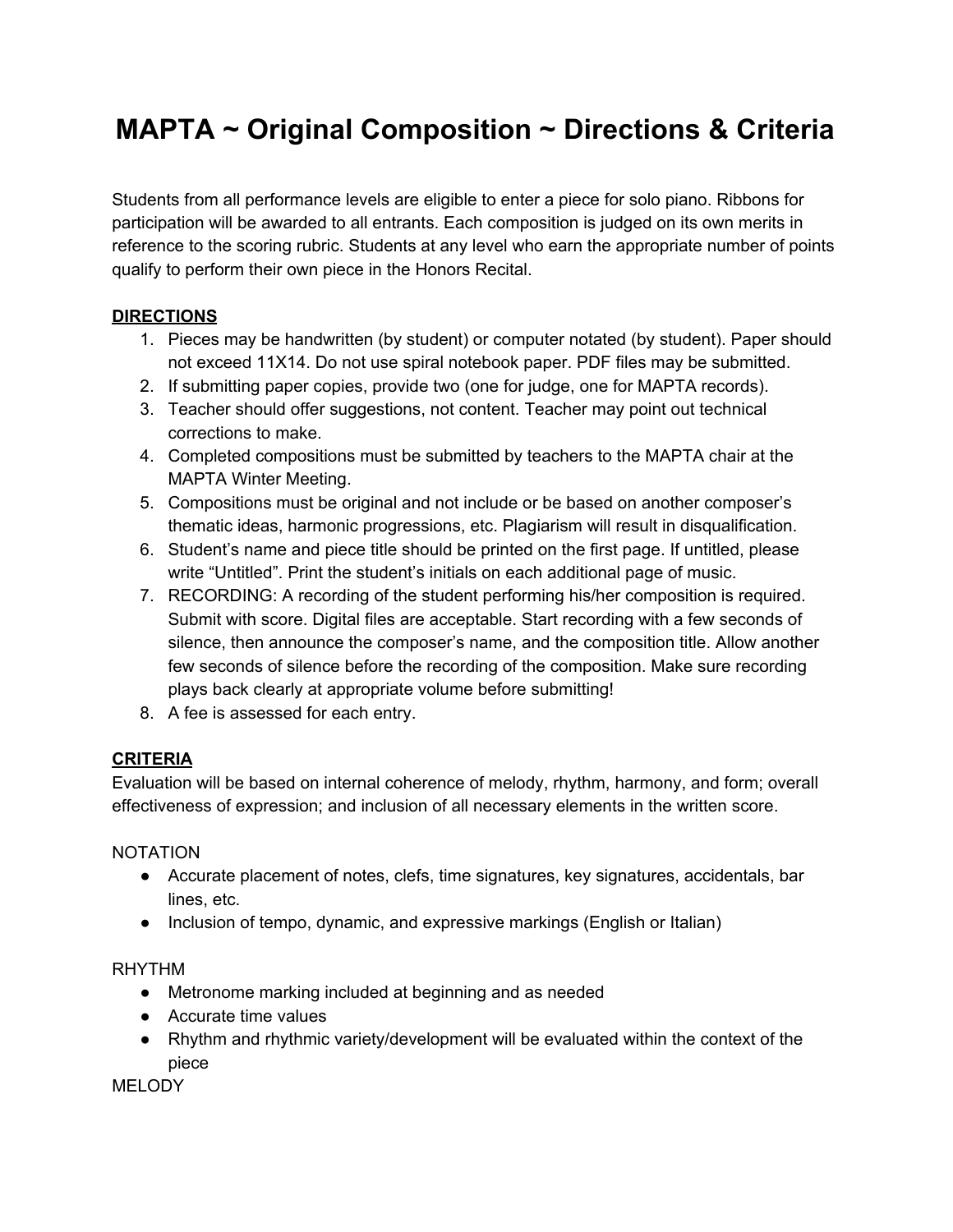# MAPTA ~ Original Composition ~ Directions & Criteria

Students from all performance levels are eligible to enter a piece for solo piano. Ribbons for participation will be awarded to all entrants. Each composition is judged on its own merits in reference to the scoring rubric. Students at any level who earn the appropriate number of points qualify to perform their own piece in the Honors Recital.

**DIRECTIONS**

1. Pieces may be handwritten (by student) or computer notated (by student). Paper should not exceed 11X14. Do not use spiral notebook paper. PDF files may be submitted.
2. If submitting paper copies, provide two (one for judge, one for MAPTA records).
3. Teacher should offer suggestions, not content. Teacher may point out technical corrections to make.
4. Completed compositions must be submitted by teachers to the MAPTA chair at the MAPTA Winter Meeting.
5. Compositions must be original and not include or be based on another composer's thematic ideas, harmonic progressions, etc. Plagiarism will result in disqualification.
6. Student's name and piece title should be printed on the first page. If untitled, please write "Untitled". Print the student's initials on each additional page of music.
7. RECORDING: A recording of the student performing his/her composition is required. Submit with score. Digital files are acceptable. Start recording with a few seconds of silence, then announce the composer's name, and the composition title. Allow another few seconds of silence before the recording of the composition. Make sure recording plays back clearly at appropriate volume before submitting!
8. A fee is assessed for each entry.

**CRITERIA**

Evaluation will be based on internal coherence of melody, rhythm, harmony, and form; overall effectiveness of expression; and inclusion of all necessary elements in the written score.

NOTATION

- Accurate placement of notes, clefs, time signatures, key signatures, accidentals, bar lines, etc.
- Inclusion of tempo, dynamic, and expressive markings (English or Italian)

RHYTHM

- Metronome marking included at beginning and as needed
- Accurate time values
- Rhythm and rhythmic variety/development will be evaluated within the context of the piece

MELODY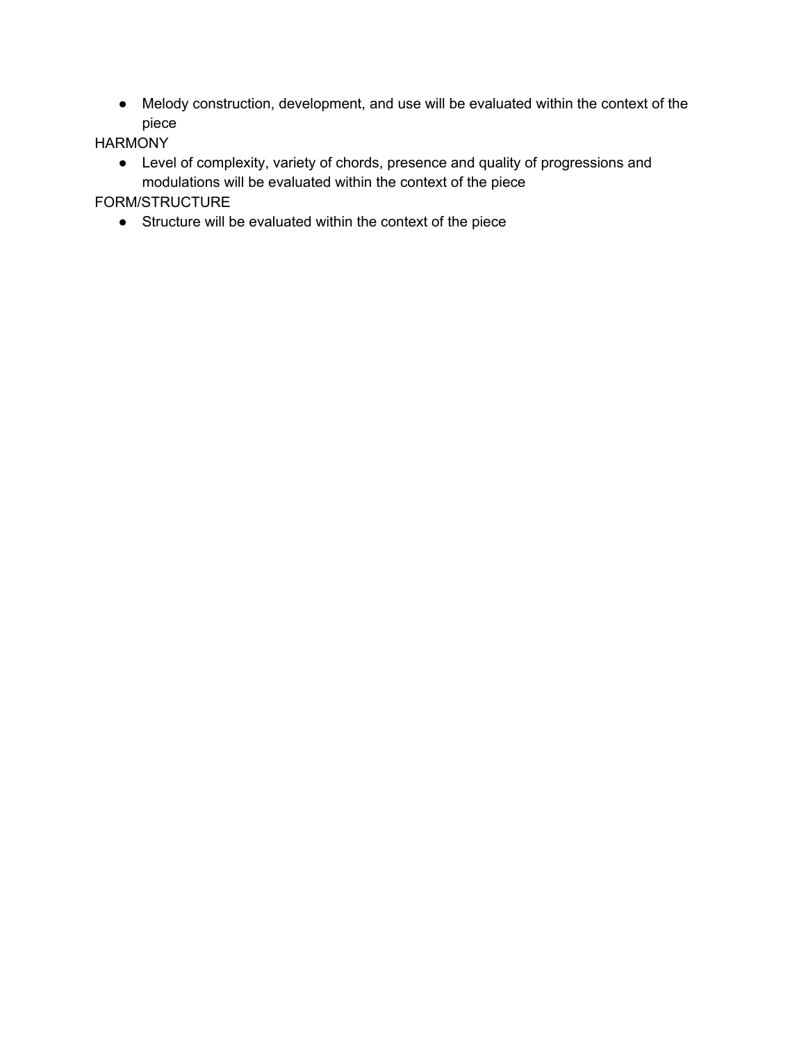- Melody construction, development, and use will be evaluated within the context of the piece

HARMONY

- Level of complexity, variety of chords, presence and quality of progressions and modulations will be evaluated within the context of the piece

FORM/STRUCTURE

- Structure will be evaluated within the context of the piece